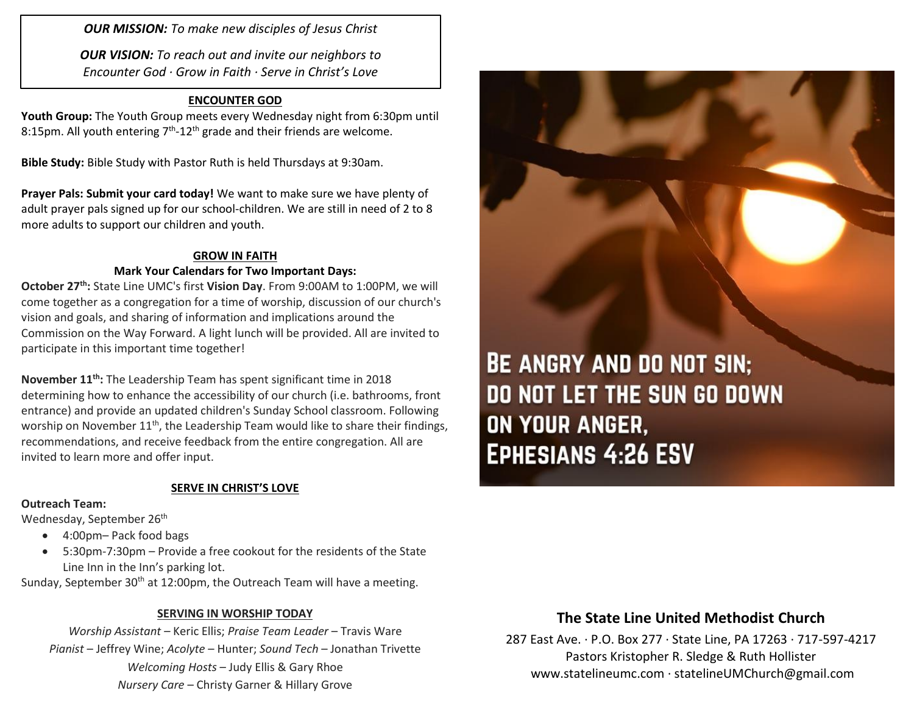***OUR MISSION:*** *To make new disciples of Jesus Christ*

***OUR VISION:*** *To reach out and invite our neighbors to Encounter God · Grow in Faith · Serve in Christ's Love*

## ENCOUNTER GOD

**Youth Group:** The Youth Group meets every Wednesday night from 6:30pm until 8:15pm. All youth entering 7th-12th grade and their friends are welcome.

**Bible Study:** Bible Study with Pastor Ruth is held Thursdays at 9:30am.

**Prayer Pals: Submit your card today!** We want to make sure we have plenty of adult prayer pals signed up for our school-children. We are still in need of 2 to 8 more adults to support our children and youth.

## GROW IN FAITH

**Mark Your Calendars for Two Important Days:**

**October 27th:** State Line UMC's first **Vision Day**. From 9:00AM to 1:00PM, we will come together as a congregation for a time of worship, discussion of our church's vision and goals, and sharing of information and implications around the Commission on the Way Forward. A light lunch will be provided. All are invited to participate in this important time together!

**November 11th:** The Leadership Team has spent significant time in 2018 determining how to enhance the accessibility of our church (i.e. bathrooms, front entrance) and provide an updated children's Sunday School classroom. Following worship on November 11th, the Leadership Team would like to share their findings, recommendations, and receive feedback from the entire congregation. All are invited to learn more and offer input.

## SERVE IN CHRIST'S LOVE

**Outreach Team:**

Wednesday, September 26th

- 4:00pm– Pack food bags
- 5:30pm-7:30pm – Provide a free cookout for the residents of the State Line Inn in the Inn's parking lot.

Sunday, September 30th at 12:00pm, the Outreach Team will have a meeting.

## SERVING IN WORSHIP TODAY

*Worship Assistant* – Keric Ellis; *Praise Team Leader* – Travis Ware
*Pianist* – Jeffrey Wine; *Acolyte* – Hunter; *Sound Tech* – Jonathan Trivette
*Welcoming Hosts* – Judy Ellis & Gary Rhoe
*Nursery Care* – Christy Garner & Hillary Grove

BE ANGRY AND DO NOT SIN; DO NOT LET THE SUN GO DOWN ON YOUR ANGER, EPHESIANS 4:26 ESV

## The State Line United Methodist Church

287 East Ave. · P.O. Box 277 · State Line, PA 17263 · 717-597-4217
Pastors Kristopher R. Sledge & Ruth Hollister
www.statelineumc.com · statelineUMChurch@gmail.com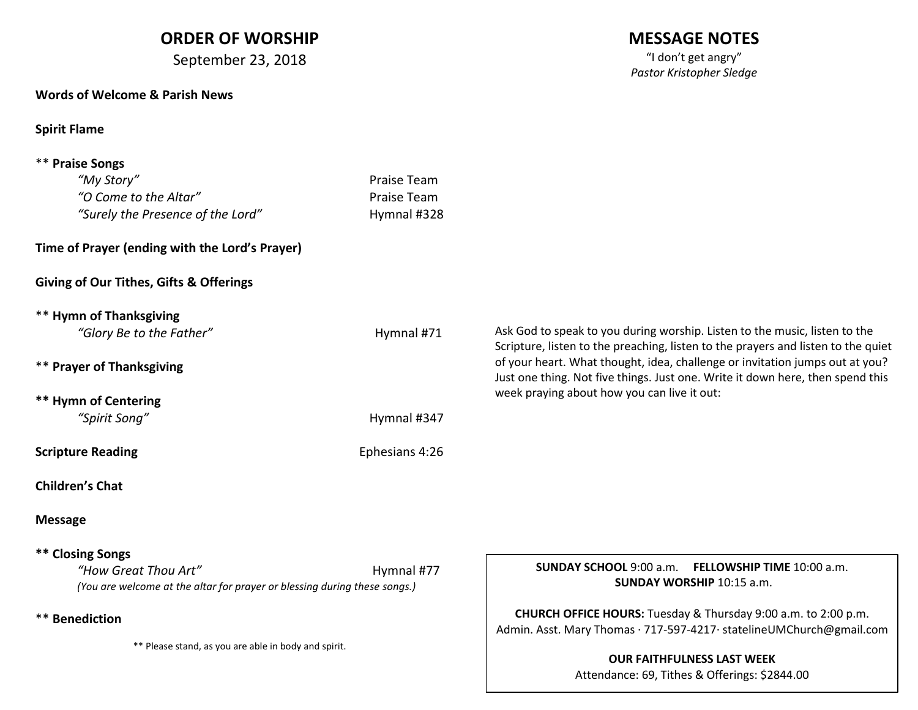## ORDER OF WORSHIP

September 23, 2018

**Words of Welcome & Parish News**

**Spirit Flame**

** **Praise Songs**

*"My Story"* Praise Team
*"O Come to the Altar"* Praise Team
*"Surely the Presence of the Lord"* Hymnal #328

**Time of Prayer (ending with the Lord's Prayer)**

**Giving of Our Tithes, Gifts & Offerings**

** **Hymn of Thanksgiving**

*"Glory Be to the Father"* Hymnal #71

** **Prayer of Thanksgiving**

**** Hymn of Centering**

*"Spirit Song"* Hymnal #347

**Scripture Reading** Ephesians 4:26

**Children's Chat**

**Message**

**** Closing Songs**

*"How Great Thou Art"* Hymnal #77

*(You are welcome at the altar for prayer or blessing during these songs.)*

** **Benediction**

** Please stand, as you are able in body and spirit.

## MESSAGE NOTES

"I don't get angry"
*Pastor Kristopher Sledge*

Ask God to speak to you during worship. Listen to the music, listen to the Scripture, listen to the preaching, listen to the prayers and listen to the quiet of your heart. What thought, idea, challenge or invitation jumps out at you? Just one thing. Not five things. Just one. Write it down here, then spend this week praying about how you can live it out:

**SUNDAY SCHOOL** 9:00 a.m. **FELLOWSHIP TIME** 10:00 a.m.
**SUNDAY WORSHIP** 10:15 a.m.

**CHURCH OFFICE HOURS:** Tuesday & Thursday 9:00 a.m. to 2:00 p.m.
Admin. Asst. Mary Thomas · 717-597-4217· statelineUMChurch@gmail.com

**OUR FAITHFULNESS LAST WEEK**
Attendance: 69, Tithes & Offerings: $2844.00